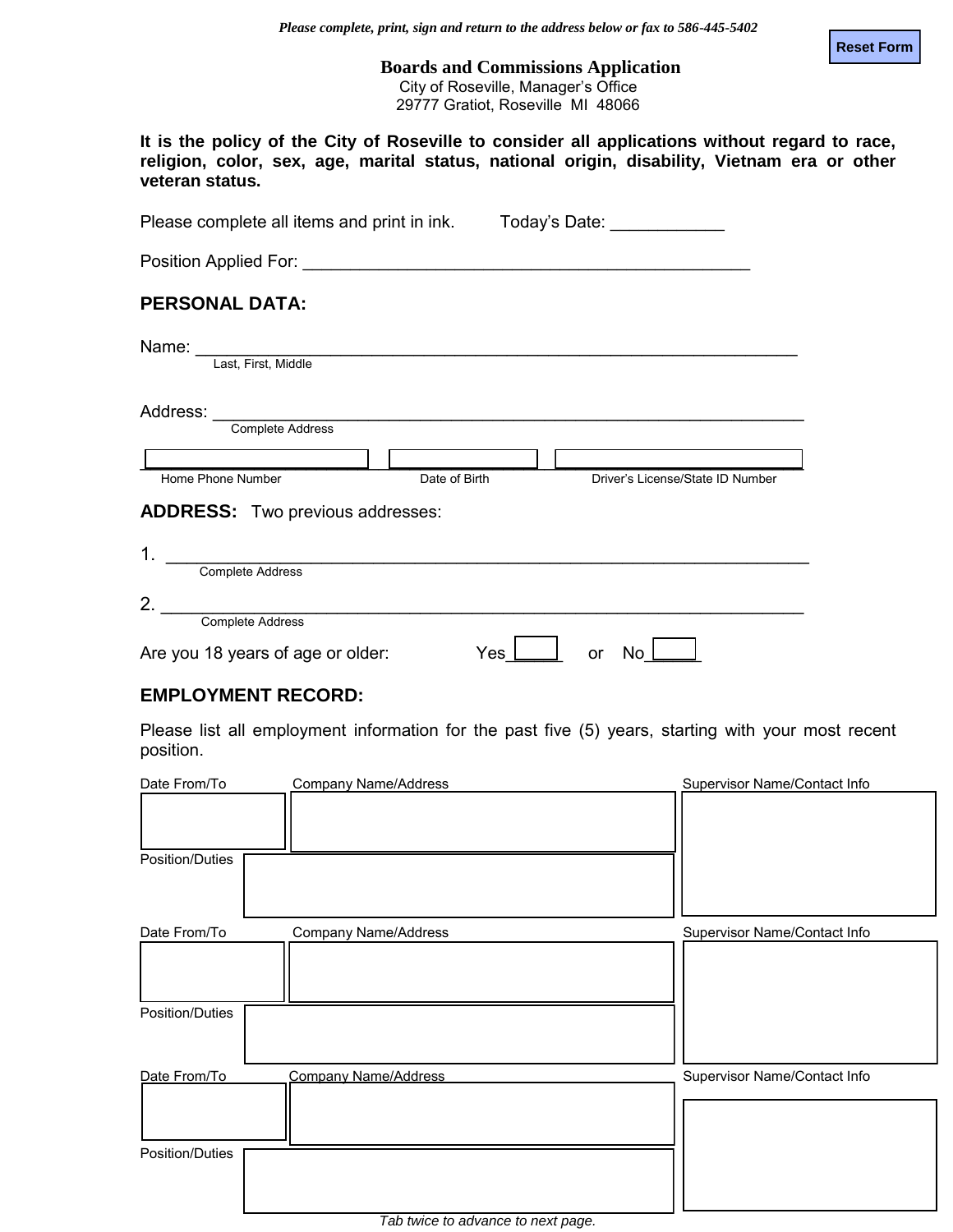*Please complete, print, sign and return to the address below or fax to 586-445-5402*

Reset Form

# Boards and Commissions Application

City of Roseville, Manager's Office
29777 Gratiot, Roseville MI 48066

**It is the policy of the City of Roseville to consider all applications without regard to race, religion, color, sex, age, marital status, national origin, disability, Vietnam era or other veteran status.**

Please complete all items and print in ink. Today's Date: ____________

Position Applied For: ________________________________________________

## PERSONAL DATA:

Name: ____________________________________________________________
Last, First, Middle

Address: __________________________________________________________
Complete Address

| Home Phone Number | Date of Birth | Driver's License/State ID Number |
|---|---|---|
| | | |

## ADDRESS: Two previous addresses:

1. ____________________________________________________________
Complete Address

2. ____________________________________________________________
Complete Address

Are you 18 years of age or older: Yes ______ or No ______

## EMPLOYMENT RECORD:

Please list all employment information for the past five (5) years, starting with your most recent position.

| Date From/To | Company Name/Address | Supervisor Name/Contact Info |
|---|---|---|
| | | |
| Position/Duties | | |

| Date From/To | Company Name/Address | Supervisor Name/Contact Info |
|---|---|---|
| | | |
| Position/Duties | | |

| Date From/To | Company Name/Address | Supervisor Name/Contact Info |
|---|---|---|
| | | |
| Position/Duties | | |

*Tab twice to advance to next page.*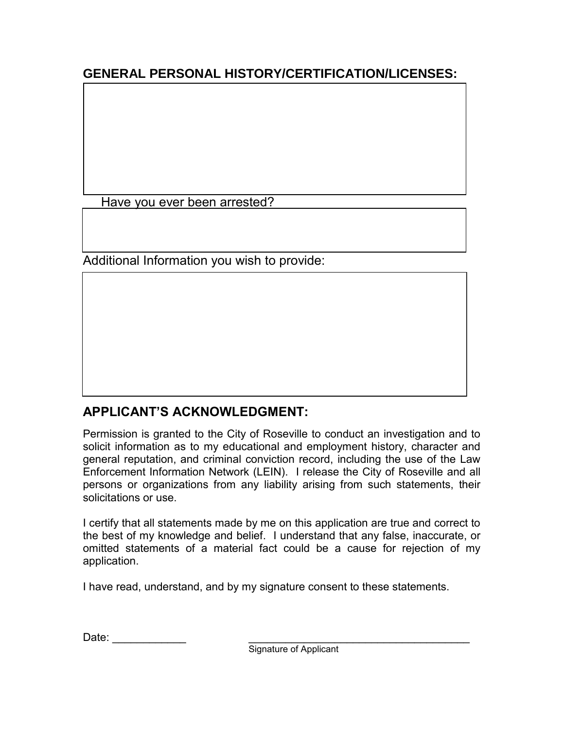## GENERAL PERSONAL HISTORY/CERTIFICATION/LICENSES:

Have you ever been arrested?

Additional Information you wish to provide:

## APPLICANT'S ACKNOWLEDGMENT:

Permission is granted to the City of Roseville to conduct an investigation and to solicit information as to my educational and employment history, character and general reputation, and criminal conviction record, including the use of the Law Enforcement Information Network (LEIN). I release the City of Roseville and all persons or organizations from any liability arising from such statements, their solicitations or use.

I certify that all statements made by me on this application are true and correct to the best of my knowledge and belief. I understand that any false, inaccurate, or omitted statements of a material fact could be a cause for rejection of my application.

I have read, understand, and by my signature consent to these statements.

Date: ____________ ______________________________________

Signature of Applicant